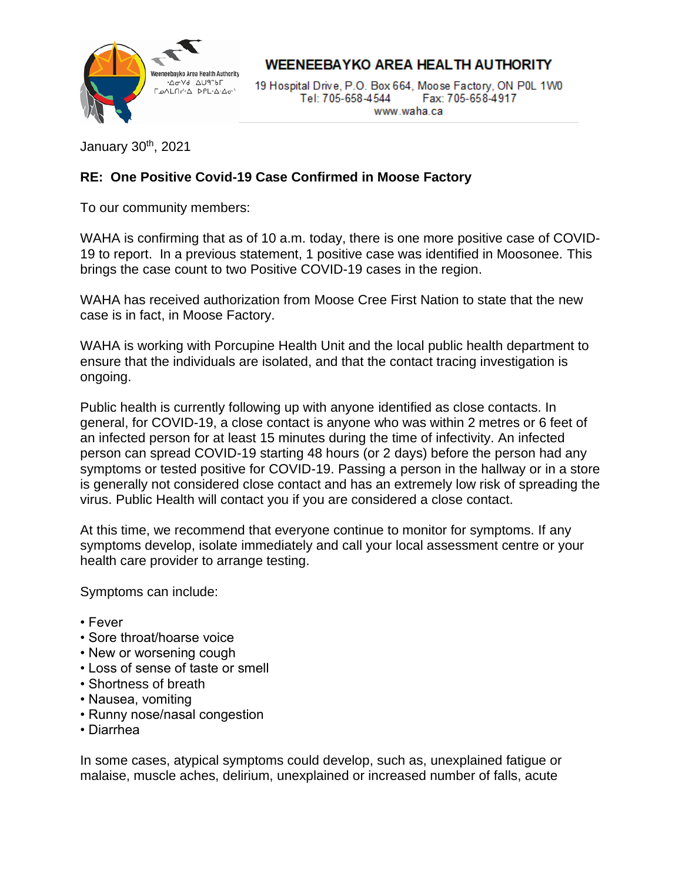**WEENEEBAYKO AREA HEALTH AUTHORITY**

19 Hospital Drive, P.O. Box 664, Moose Factory, ON P0L 1W0
Tel: 705-658-4544 Fax: 705-658-4917
www.waha.ca

January 30th, 2021

**RE: One Positive Covid-19 Case Confirmed in Moose Factory**

To our community members:

WAHA is confirming that as of 10 a.m. today, there is one more positive case of COVID-19 to report. In a previous statement, 1 positive case was identified in Moosonee. This brings the case count to two Positive COVID-19 cases in the region.

WAHA has received authorization from Moose Cree First Nation to state that the new case is in fact, in Moose Factory.

WAHA is working with Porcupine Health Unit and the local public health department to ensure that the individuals are isolated, and that the contact tracing investigation is ongoing.

Public health is currently following up with anyone identified as close contacts. In general, for COVID-19, a close contact is anyone who was within 2 metres or 6 feet of an infected person for at least 15 minutes during the time of infectivity. An infected person can spread COVID-19 starting 48 hours (or 2 days) before the person had any symptoms or tested positive for COVID-19. Passing a person in the hallway or in a store is generally not considered close contact and has an extremely low risk of spreading the virus. Public Health will contact you if you are considered a close contact.

At this time, we recommend that everyone continue to monitor for symptoms. If any symptoms develop, isolate immediately and call your local assessment centre or your health care provider to arrange testing.

Symptoms can include:

- Fever
- Sore throat/hoarse voice
- New or worsening cough
- Loss of sense of taste or smell
- Shortness of breath
- Nausea, vomiting
- Runny nose/nasal congestion
- Diarrhea

In some cases, atypical symptoms could develop, such as, unexplained fatigue or malaise, muscle aches, delirium, unexplained or increased number of falls, acute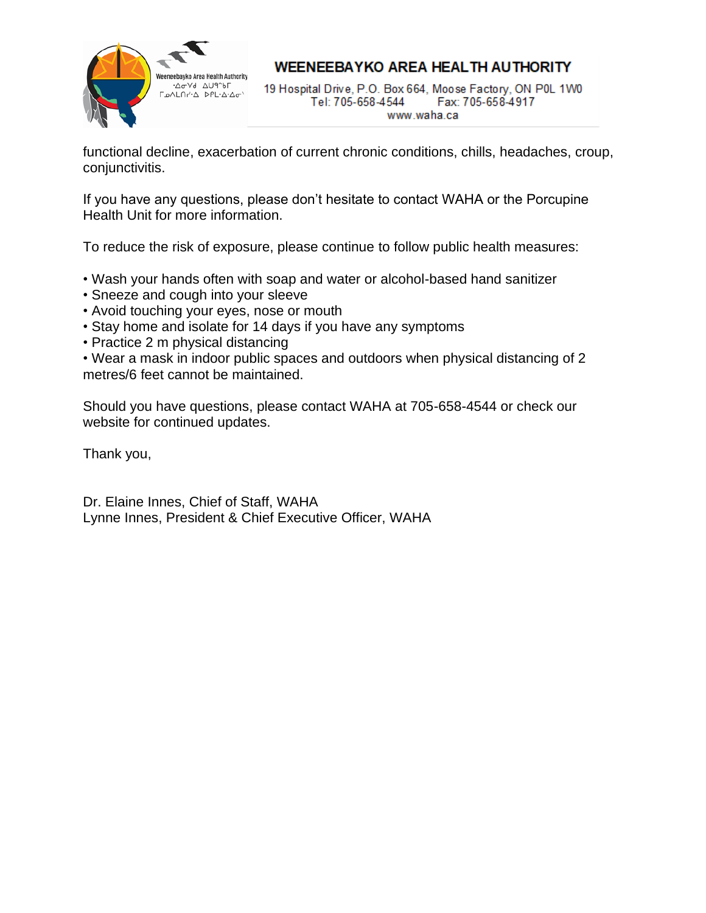functional decline, exacerbation of current chronic conditions, chills, headaches, croup, conjunctivitis.

If you have any questions, please don't hesitate to contact WAHA or the Porcupine Health Unit for more information.

To reduce the risk of exposure, please continue to follow public health measures:

- Wash your hands often with soap and water or alcohol-based hand sanitizer
- Sneeze and cough into your sleeve
- Avoid touching your eyes, nose or mouth
- Stay home and isolate for 14 days if you have any symptoms
- Practice 2 m physical distancing
- Wear a mask in indoor public spaces and outdoors when physical distancing of 2 metres/6 feet cannot be maintained.

Should you have questions, please contact WAHA at 705-658-4544 or check our website for continued updates.

Thank you,

Dr. Elaine Innes, Chief of Staff, WAHA
Lynne Innes, President & Chief Executive Officer, WAHA